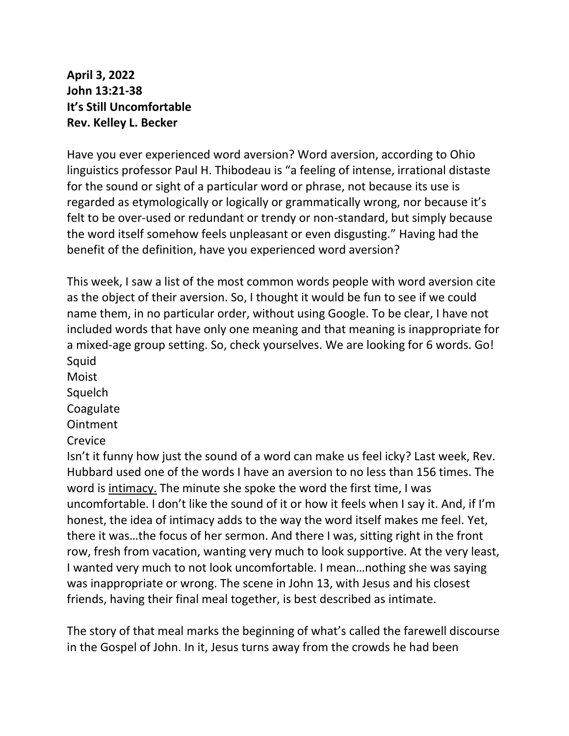**April 3, 2022**
**John 13:21-38**
**It's Still Uncomfortable**
**Rev. Kelley L. Becker**

Have you ever experienced word aversion? Word aversion, according to Ohio linguistics professor Paul H. Thibodeau is "a feeling of intense, irrational distaste for the sound or sight of a particular word or phrase, not because its use is regarded as etymologically or logically or grammatically wrong, nor because it's felt to be over-used or redundant or trendy or non-standard, but simply because the word itself somehow feels unpleasant or even disgusting." Having had the benefit of the definition, have you experienced word aversion?

This week, I saw a list of the most common words people with word aversion cite as the object of their aversion. So, I thought it would be fun to see if we could name them, in no particular order, without using Google. To be clear, I have not included words that have only one meaning and that meaning is inappropriate for a mixed-age group setting. So, check yourselves. We are looking for 6 words. Go!
Squid
Moist
Squelch
Coagulate
Ointment
Crevice
Isn't it funny how just the sound of a word can make us feel icky? Last week, Rev. Hubbard used one of the words I have an aversion to no less than 156 times. The word is <u>intimacy.</u> The minute she spoke the word the first time, I was uncomfortable. I don't like the sound of it or how it feels when I say it. And, if I'm honest, the idea of intimacy adds to the way the word itself makes me feel. Yet, there it was…the focus of her sermon. And there I was, sitting right in the front row, fresh from vacation, wanting very much to look supportive. At the very least, I wanted very much to not look uncomfortable. I mean…nothing she was saying was inappropriate or wrong. The scene in John 13, with Jesus and his closest friends, having their final meal together, is best described as intimate.

The story of that meal marks the beginning of what's called the farewell discourse in the Gospel of John. In it, Jesus turns away from the crowds he had been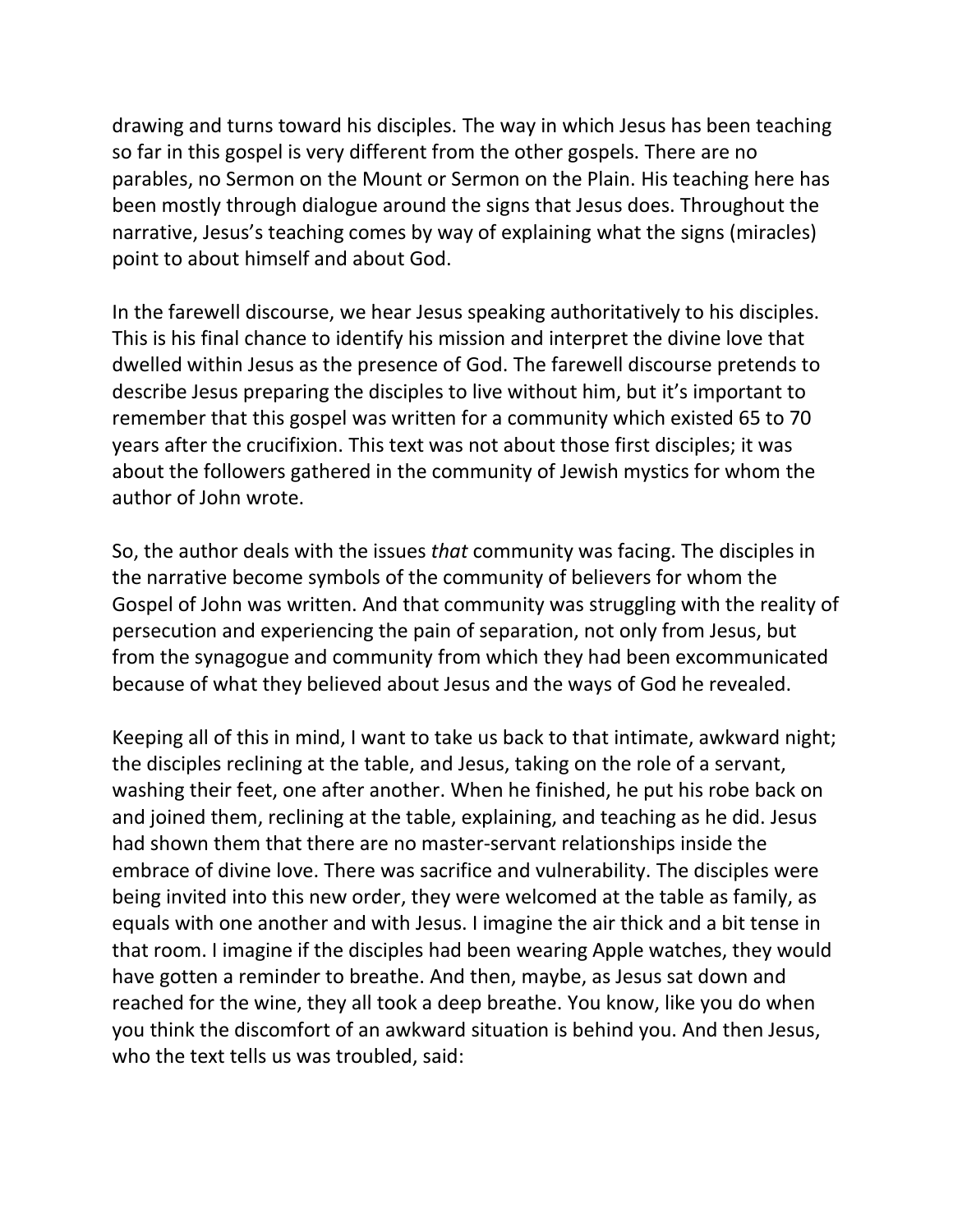drawing and turns toward his disciples. The way in which Jesus has been teaching so far in this gospel is very different from the other gospels. There are no parables, no Sermon on the Mount or Sermon on the Plain. His teaching here has been mostly through dialogue around the signs that Jesus does. Throughout the narrative, Jesus's teaching comes by way of explaining what the signs (miracles) point to about himself and about God.

In the farewell discourse, we hear Jesus speaking authoritatively to his disciples. This is his final chance to identify his mission and interpret the divine love that dwelled within Jesus as the presence of God. The farewell discourse pretends to describe Jesus preparing the disciples to live without him, but it's important to remember that this gospel was written for a community which existed 65 to 70 years after the crucifixion. This text was not about those first disciples; it was about the followers gathered in the community of Jewish mystics for whom the author of John wrote.

So, the author deals with the issues *that* community was facing. The disciples in the narrative become symbols of the community of believers for whom the Gospel of John was written. And that community was struggling with the reality of persecution and experiencing the pain of separation, not only from Jesus, but from the synagogue and community from which they had been excommunicated because of what they believed about Jesus and the ways of God he revealed.

Keeping all of this in mind, I want to take us back to that intimate, awkward night; the disciples reclining at the table, and Jesus, taking on the role of a servant, washing their feet, one after another. When he finished, he put his robe back on and joined them, reclining at the table, explaining, and teaching as he did. Jesus had shown them that there are no master-servant relationships inside the embrace of divine love. There was sacrifice and vulnerability. The disciples were being invited into this new order, they were welcomed at the table as family, as equals with one another and with Jesus. I imagine the air thick and a bit tense in that room. I imagine if the disciples had been wearing Apple watches, they would have gotten a reminder to breathe. And then, maybe, as Jesus sat down and reached for the wine, they all took a deep breathe. You know, like you do when you think the discomfort of an awkward situation is behind you. And then Jesus, who the text tells us was troubled, said: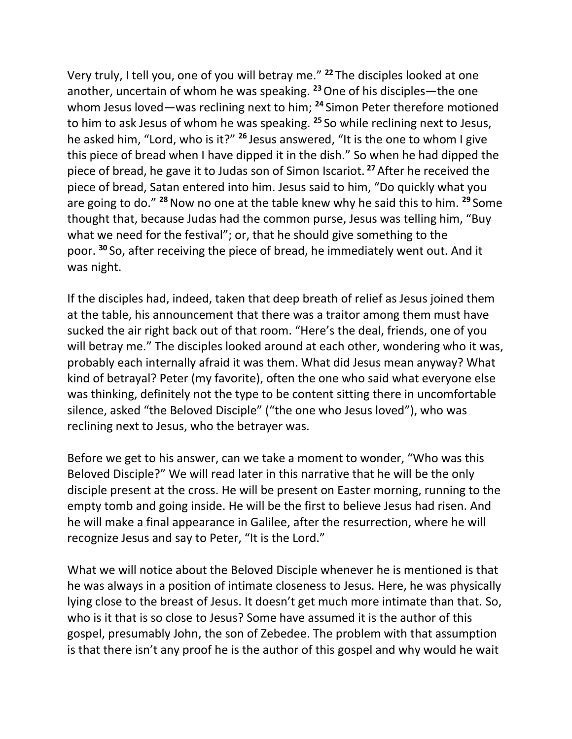Very truly, I tell you, one of you will betray me." [22] The disciples looked at one another, uncertain of whom he was speaking. [23] One of his disciples—the one whom Jesus loved—was reclining next to him; [24] Simon Peter therefore motioned to him to ask Jesus of whom he was speaking. [25] So while reclining next to Jesus, he asked him, "Lord, who is it?" [26] Jesus answered, "It is the one to whom I give this piece of bread when I have dipped it in the dish." So when he had dipped the piece of bread, he gave it to Judas son of Simon Iscariot. [27] After he received the piece of bread, Satan entered into him. Jesus said to him, "Do quickly what you are going to do." [28] Now no one at the table knew why he said this to him. [29] Some thought that, because Judas had the common purse, Jesus was telling him, "Buy what we need for the festival"; or, that he should give something to the poor. [30] So, after receiving the piece of bread, he immediately went out. And it was night.

If the disciples had, indeed, taken that deep breath of relief as Jesus joined them at the table, his announcement that there was a traitor among them must have sucked the air right back out of that room. "Here's the deal, friends, one of you will betray me." The disciples looked around at each other, wondering who it was, probably each internally afraid it was them. What did Jesus mean anyway? What kind of betrayal? Peter (my favorite), often the one who said what everyone else was thinking, definitely not the type to be content sitting there in uncomfortable silence, asked "the Beloved Disciple" ("the one who Jesus loved"), who was reclining next to Jesus, who the betrayer was.

Before we get to his answer, can we take a moment to wonder, "Who was this Beloved Disciple?" We will read later in this narrative that he will be the only disciple present at the cross. He will be present on Easter morning, running to the empty tomb and going inside. He will be the first to believe Jesus had risen. And he will make a final appearance in Galilee, after the resurrection, where he will recognize Jesus and say to Peter, "It is the Lord."

What we will notice about the Beloved Disciple whenever he is mentioned is that he was always in a position of intimate closeness to Jesus. Here, he was physically lying close to the breast of Jesus. It doesn't get much more intimate than that. So, who is it that is so close to Jesus? Some have assumed it is the author of this gospel, presumably John, the son of Zebedee. The problem with that assumption is that there isn't any proof he is the author of this gospel and why would he wait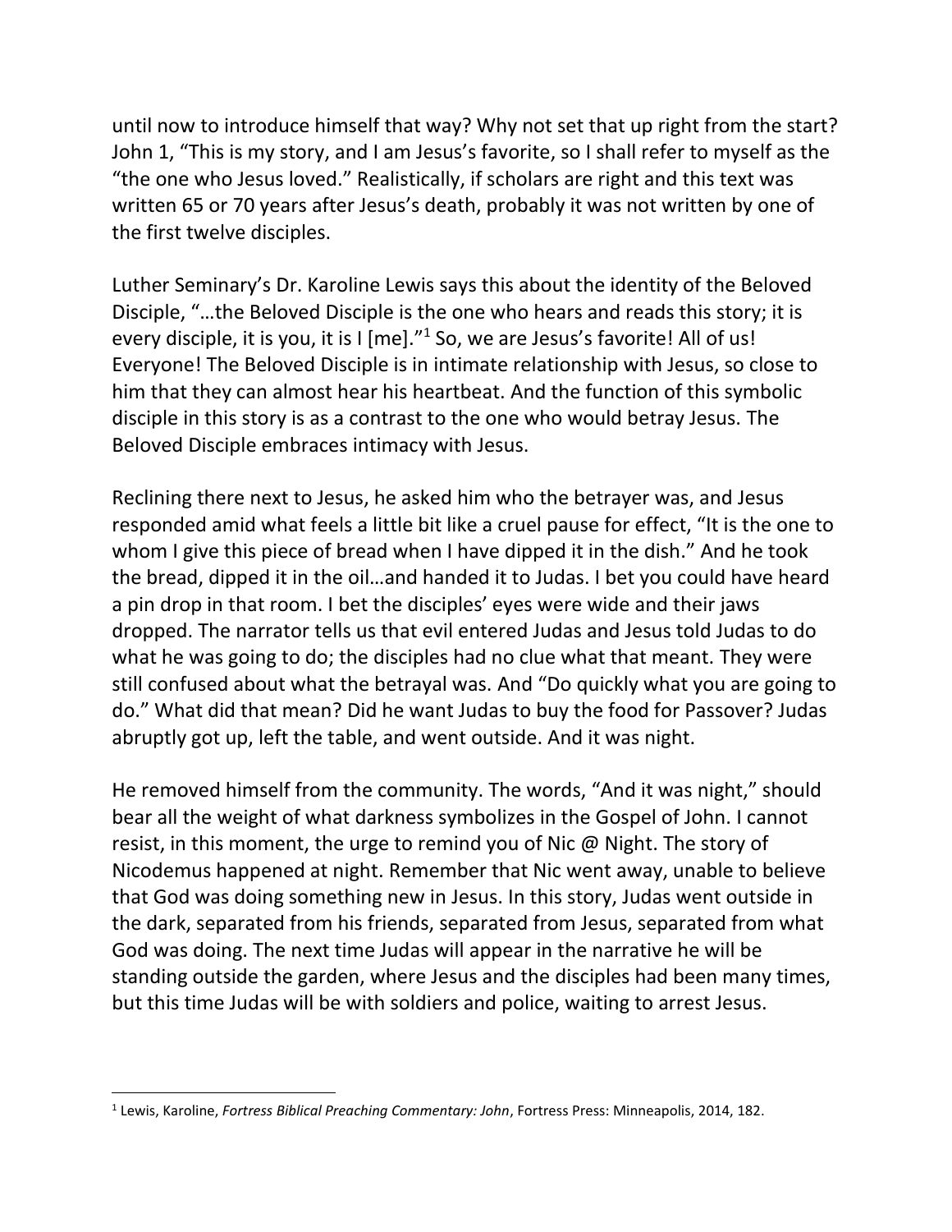until now to introduce himself that way? Why not set that up right from the start? John 1, "This is my story, and I am Jesus's favorite, so I shall refer to myself as the "the one who Jesus loved." Realistically, if scholars are right and this text was written 65 or 70 years after Jesus's death, probably it was not written by one of the first twelve disciples.

Luther Seminary's Dr. Karoline Lewis says this about the identity of the Beloved Disciple, "…the Beloved Disciple is the one who hears and reads this story; it is every disciple, it is you, it is I [me]."[1] So, we are Jesus's favorite! All of us! Everyone! The Beloved Disciple is in intimate relationship with Jesus, so close to him that they can almost hear his heartbeat. And the function of this symbolic disciple in this story is as a contrast to the one who would betray Jesus. The Beloved Disciple embraces intimacy with Jesus.

Reclining there next to Jesus, he asked him who the betrayer was, and Jesus responded amid what feels a little bit like a cruel pause for effect, "It is the one to whom I give this piece of bread when I have dipped it in the dish." And he took the bread, dipped it in the oil…and handed it to Judas. I bet you could have heard a pin drop in that room. I bet the disciples' eyes were wide and their jaws dropped. The narrator tells us that evil entered Judas and Jesus told Judas to do what he was going to do; the disciples had no clue what that meant. They were still confused about what the betrayal was. And "Do quickly what you are going to do." What did that mean? Did he want Judas to buy the food for Passover? Judas abruptly got up, left the table, and went outside. And it was night.

He removed himself from the community. The words, "And it was night," should bear all the weight of what darkness symbolizes in the Gospel of John. I cannot resist, in this moment, the urge to remind you of Nic @ Night. The story of Nicodemus happened at night. Remember that Nic went away, unable to believe that God was doing something new in Jesus. In this story, Judas went outside in the dark, separated from his friends, separated from Jesus, separated from what God was doing. The next time Judas will appear in the narrative he will be standing outside the garden, where Jesus and the disciples had been many times, but this time Judas will be with soldiers and police, waiting to arrest Jesus.

---

[1] Lewis, Karoline, *Fortress Biblical Preaching Commentary: John*, Fortress Press: Minneapolis, 2014, 182.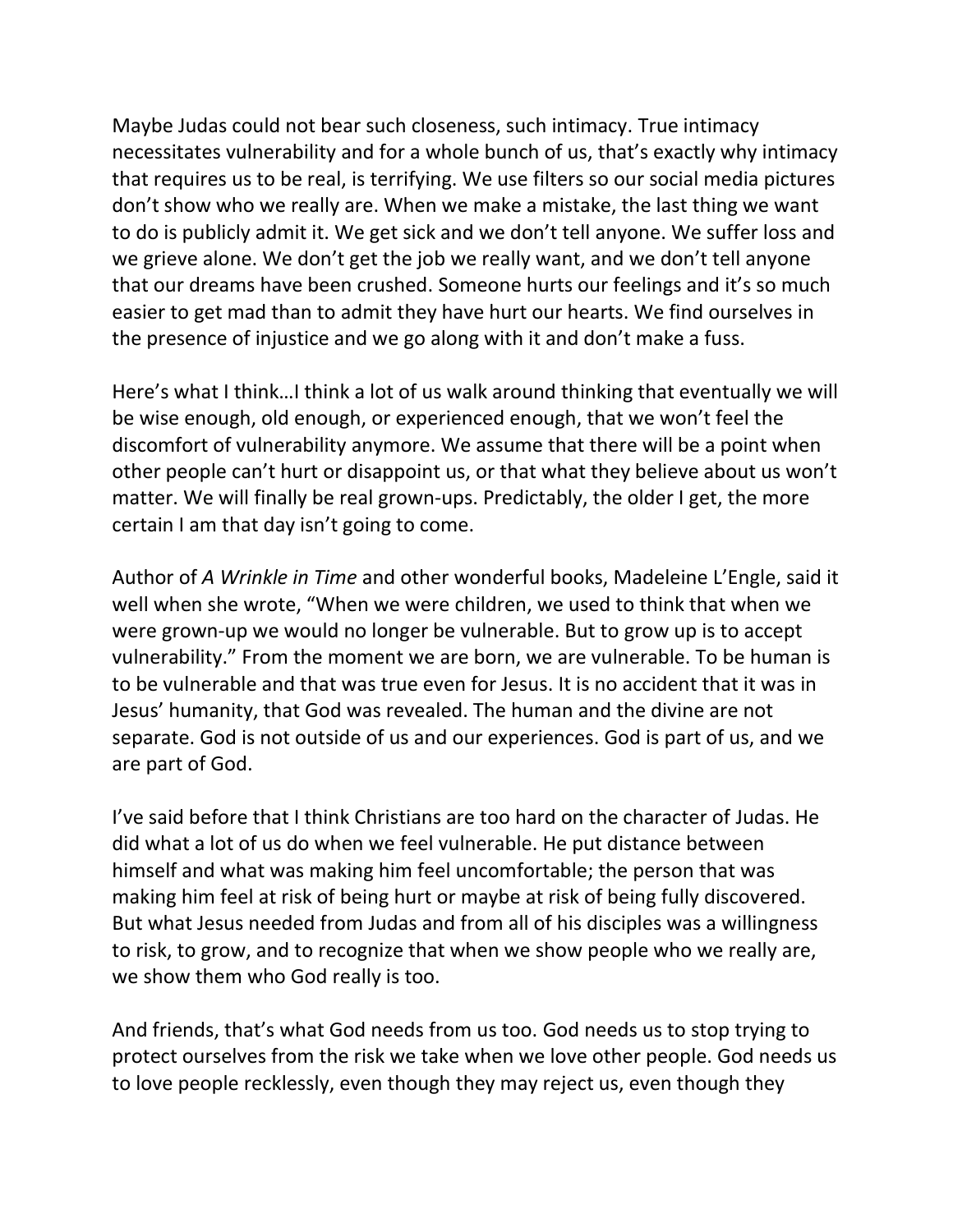Maybe Judas could not bear such closeness, such intimacy. True intimacy necessitates vulnerability and for a whole bunch of us, that's exactly why intimacy that requires us to be real, is terrifying. We use filters so our social media pictures don't show who we really are. When we make a mistake, the last thing we want to do is publicly admit it. We get sick and we don't tell anyone. We suffer loss and we grieve alone. We don't get the job we really want, and we don't tell anyone that our dreams have been crushed. Someone hurts our feelings and it's so much easier to get mad than to admit they have hurt our hearts. We find ourselves in the presence of injustice and we go along with it and don't make a fuss.

Here's what I think…I think a lot of us walk around thinking that eventually we will be wise enough, old enough, or experienced enough, that we won't feel the discomfort of vulnerability anymore. We assume that there will be a point when other people can't hurt or disappoint us, or that what they believe about us won't matter. We will finally be real grown-ups. Predictably, the older I get, the more certain I am that day isn't going to come.

Author of *A Wrinkle in Time* and other wonderful books, Madeleine L'Engle, said it well when she wrote, "When we were children, we used to think that when we were grown-up we would no longer be vulnerable. But to grow up is to accept vulnerability." From the moment we are born, we are vulnerable. To be human is to be vulnerable and that was true even for Jesus. It is no accident that it was in Jesus' humanity, that God was revealed. The human and the divine are not separate. God is not outside of us and our experiences. God is part of us, and we are part of God.

I've said before that I think Christians are too hard on the character of Judas. He did what a lot of us do when we feel vulnerable. He put distance between himself and what was making him feel uncomfortable; the person that was making him feel at risk of being hurt or maybe at risk of being fully discovered. But what Jesus needed from Judas and from all of his disciples was a willingness to risk, to grow, and to recognize that when we show people who we really are, we show them who God really is too.

And friends, that's what God needs from us too. God needs us to stop trying to protect ourselves from the risk we take when we love other people. God needs us to love people recklessly, even though they may reject us, even though they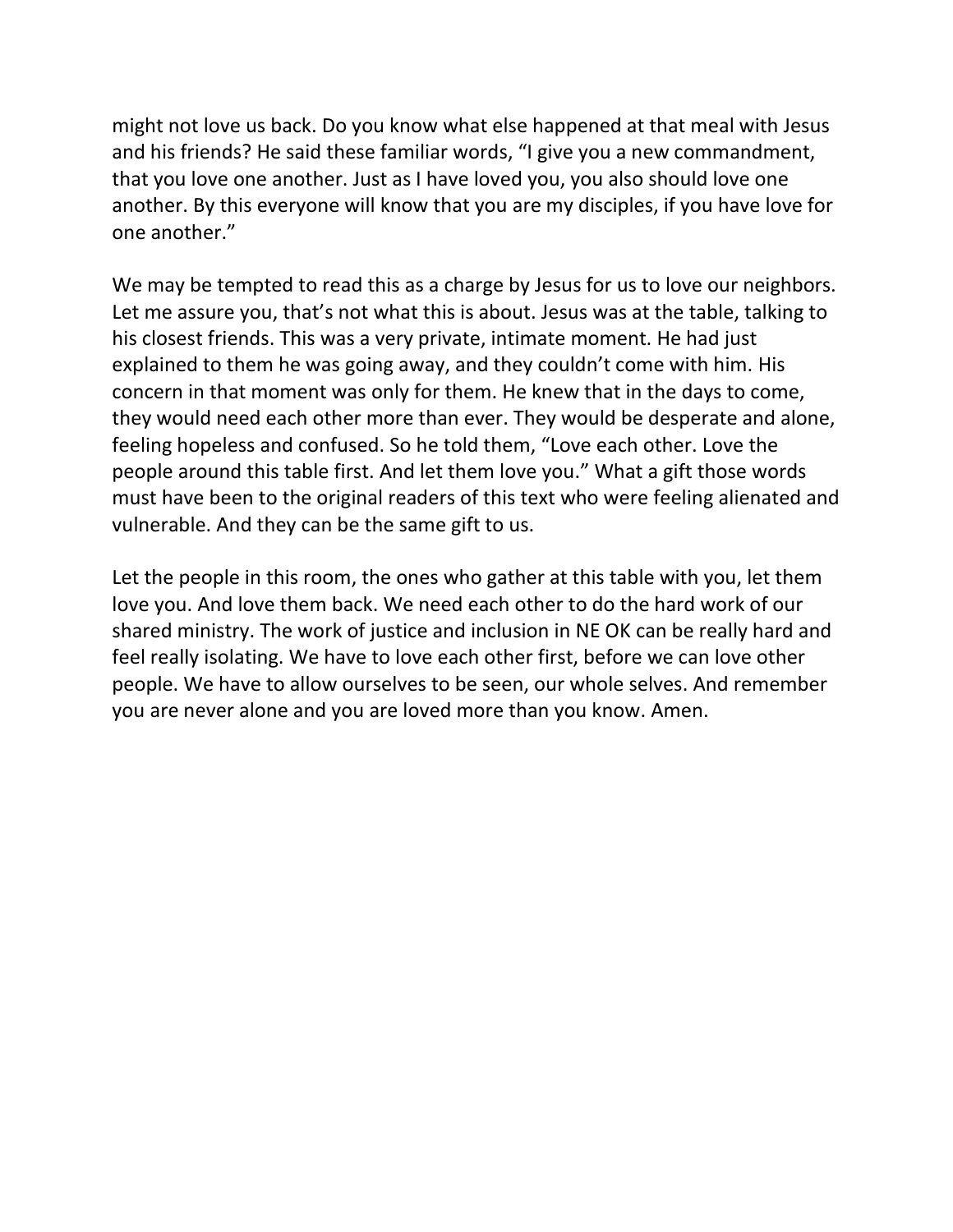might not love us back. Do you know what else happened at that meal with Jesus and his friends? He said these familiar words, "I give you a new commandment, that you love one another. Just as I have loved you, you also should love one another. By this everyone will know that you are my disciples, if you have love for one another."

We may be tempted to read this as a charge by Jesus for us to love our neighbors. Let me assure you, that's not what this is about. Jesus was at the table, talking to his closest friends. This was a very private, intimate moment. He had just explained to them he was going away, and they couldn't come with him. His concern in that moment was only for them. He knew that in the days to come, they would need each other more than ever. They would be desperate and alone, feeling hopeless and confused. So he told them, "Love each other. Love the people around this table first. And let them love you." What a gift those words must have been to the original readers of this text who were feeling alienated and vulnerable. And they can be the same gift to us.

Let the people in this room, the ones who gather at this table with you, let them love you. And love them back. We need each other to do the hard work of our shared ministry. The work of justice and inclusion in NE OK can be really hard and feel really isolating. We have to love each other first, before we can love other people. We have to allow ourselves to be seen, our whole selves. And remember you are never alone and you are loved more than you know. Amen.